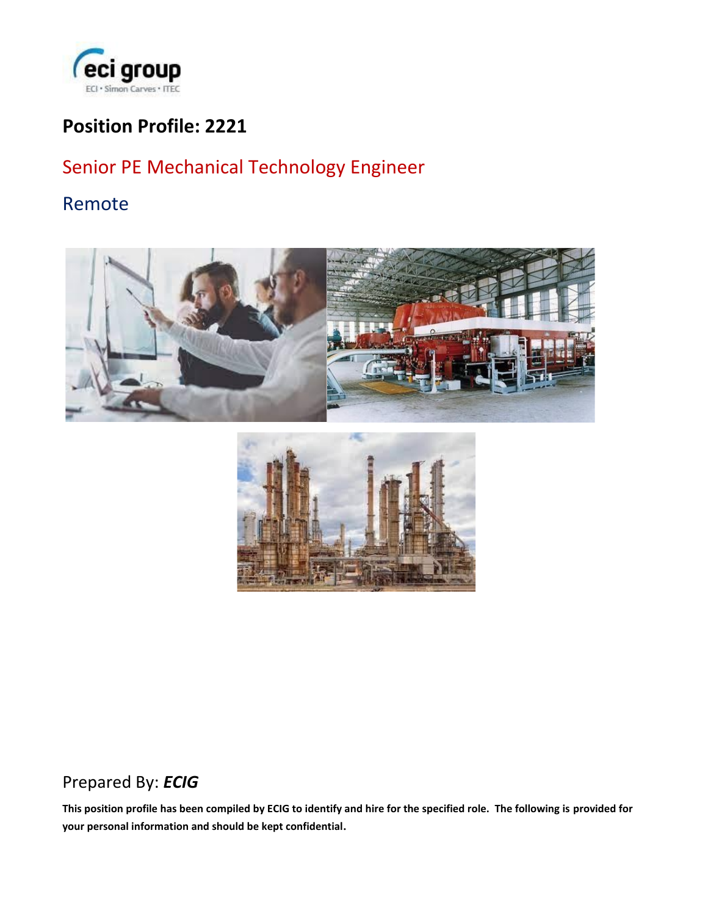eci group

ECI • Simon Carves • ITEC

# Position Profile: 2221

## Senior PE Mechanical Technology Engineer

## Remote

Prepared By: ***ECIG***

**This position profile has been compiled by ECIG to identify and hire for the specified role. The following is provided for your personal information and should be kept confidential.**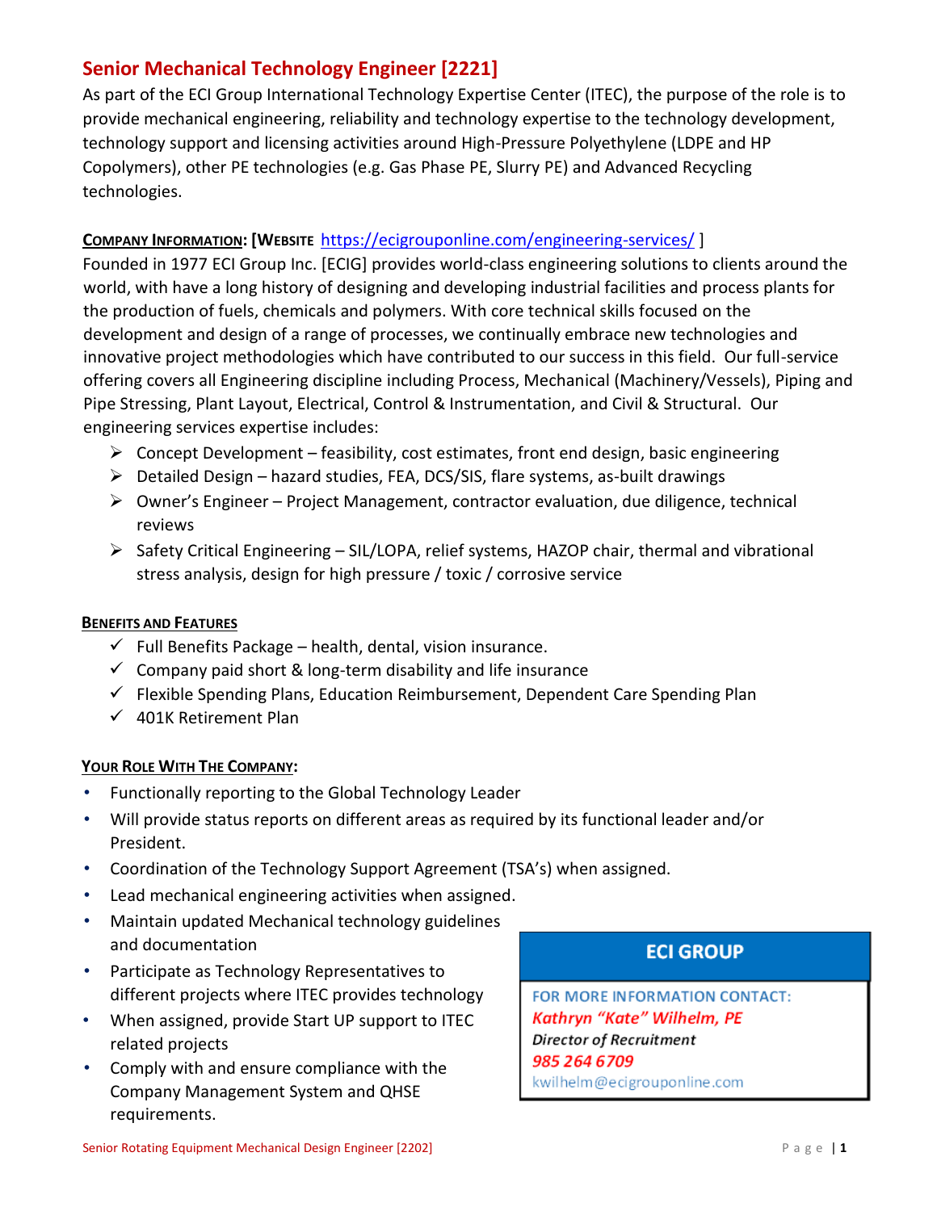## Senior Mechanical Technology Engineer [2221]

As part of the ECI Group International Technology Expertise Center (ITEC), the purpose of the role is to provide mechanical engineering, reliability and technology expertise to the technology development, technology support and licensing activities around High-Pressure Polyethylene (LDPE and HP Copolymers), other PE technologies (e.g. Gas Phase PE, Slurry PE) and Advanced Recycling technologies.

**COMPANY INFORMATION: [WEBSITE https://ecigrouponline.com/engineering-services/ ]**

Founded in 1977 ECI Group Inc. [ECIG] provides world-class engineering solutions to clients around the world, with have a long history of designing and developing industrial facilities and process plants for the production of fuels, chemicals and polymers. With core technical skills focused on the development and design of a range of processes, we continually embrace new technologies and innovative project methodologies which have contributed to our success in this field. Our full-service offering covers all Engineering discipline including Process, Mechanical (Machinery/Vessels), Piping and Pipe Stressing, Plant Layout, Electrical, Control & Instrumentation, and Civil & Structural. Our engineering services expertise includes:

- Concept Development – feasibility, cost estimates, front end design, basic engineering
- Detailed Design – hazard studies, FEA, DCS/SIS, flare systems, as-built drawings
- Owner's Engineer – Project Management, contractor evaluation, due diligence, technical reviews
- Safety Critical Engineering – SIL/LOPA, relief systems, HAZOP chair, thermal and vibrational stress analysis, design for high pressure / toxic / corrosive service

**BENEFITS AND FEATURES**

- ✓ Full Benefits Package – health, dental, vision insurance.
- ✓ Company paid short & long-term disability and life insurance
- ✓ Flexible Spending Plans, Education Reimbursement, Dependent Care Spending Plan
- ✓ 401K Retirement Plan

**YOUR ROLE WITH THE COMPANY:**

- Functionally reporting to the Global Technology Leader
- Will provide status reports on different areas as required by its functional leader and/or President.
- Coordination of the Technology Support Agreement (TSA's) when assigned.
- Lead mechanical engineering activities when assigned.
- Maintain updated Mechanical technology guidelines and documentation
- Participate as Technology Representatives to different projects where ITEC provides technology
- When assigned, provide Start UP support to ITEC related projects
- Comply with and ensure compliance with the Company Management System and QHSE requirements.

**ECI GROUP**

FOR MORE INFORMATION CONTACT:
*Kathryn "Kate" Wilhelm, PE*
*Director of Recruitment*
*985 264 6709*
kwilhelm@ecigrouponline.com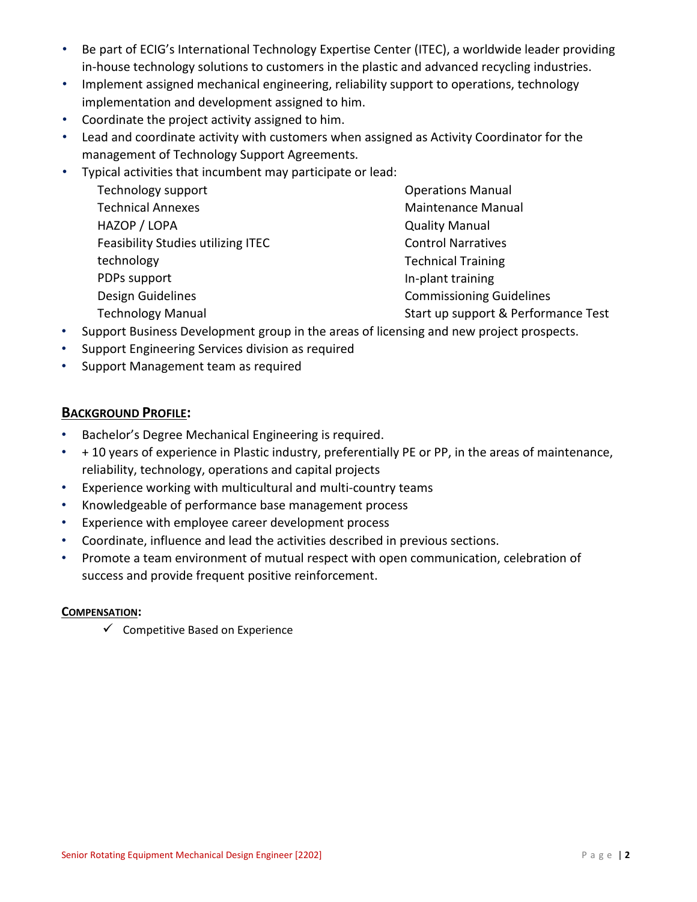- Be part of ECIG's International Technology Expertise Center (ITEC), a worldwide leader providing in-house technology solutions to customers in the plastic and advanced recycling industries.
- Implement assigned mechanical engineering, reliability support to operations, technology implementation and development assigned to him.
- Coordinate the project activity assigned to him.
- Lead and coordinate activity with customers when assigned as Activity Coordinator for the management of Technology Support Agreements.
- Typical activities that incumbent may participate or lead:
  - Technology support
  - Technical Annexes
  - HAZOP / LOPA
  - Feasibility Studies utilizing ITEC technology
  - PDPs support
  - Design Guidelines
  - Technology Manual
  - Operations Manual
  - Maintenance Manual
  - Quality Manual
  - Control Narratives
  - Technical Training
  - In-plant training
  - Commissioning Guidelines
  - Start up support & Performance Test
- Support Business Development group in the areas of licensing and new project prospects.
- Support Engineering Services division as required
- Support Management team as required

## BACKGROUND PROFILE:

- Bachelor's Degree Mechanical Engineering is required.
- + 10 years of experience in Plastic industry, preferentially PE or PP, in the areas of maintenance, reliability, technology, operations and capital projects
- Experience working with multicultural and multi-country teams
- Knowledgeable of performance base management process
- Experience with employee career development process
- Coordinate, influence and lead the activities described in previous sections.
- Promote a team environment of mutual respect with open communication, celebration of success and provide frequent positive reinforcement.

### COMPENSATION:

- ✓ Competitive Based on Experience